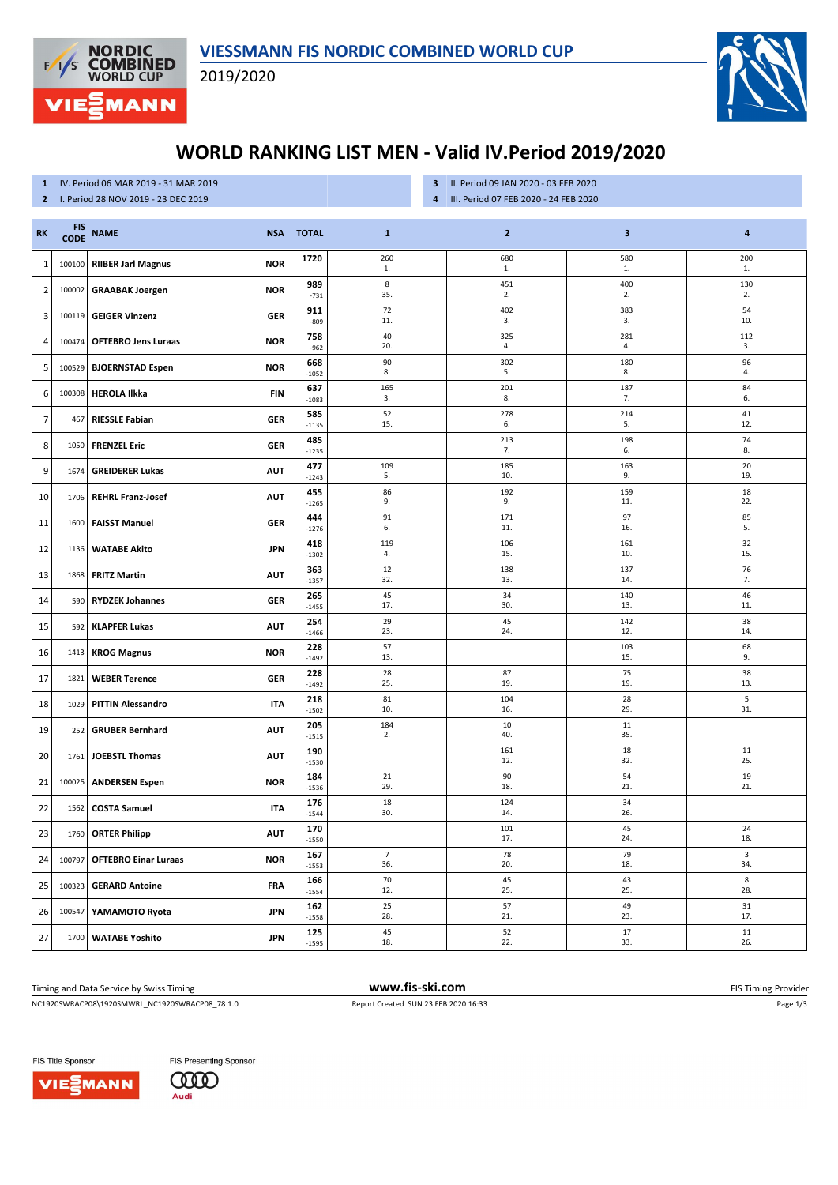VIESSMANN FIS NORDIC COMBINED WORLD CUP

2019/2020

# WORLD RANKING LIST MEN - Valid IV.Period 2019/2020

1 IV. Period 06 MAR 2019 - 31 MAR 2019
2 I. Period 28 NOV 2019 - 23 DEC 2019
3 II. Period 09 JAN 2020 - 03 FEB 2020
4 III. Period 07 FEB 2020 - 24 FEB 2020

| RK | FIS CODE | NAME | NSA | TOTAL | 1 | 2 | 3 | 4 |
|---|---|---|---|---|---|---|---|---|
| 1 | 100100 | RIIBER Jarl Magnus | NOR | 1720 | 260 1. | 680 1. | 580 1. | 200 1. |
| 2 | 100002 | GRAABAK Joergen | NOR | 989 -731 | 8 35. | 451 2. | 400 2. | 130 2. |
| 3 | 100119 | GEIGER Vinzenz | GER | 911 -809 | 72 11. | 402 3. | 383 3. | 54 10. |
| 4 | 100474 | OFTEBRO Jens Luraas | NOR | 758 -962 | 40 20. | 325 4. | 281 4. | 112 3. |
| 5 | 100529 | BJOERNSTAD Espen | NOR | 668 -1052 | 90 8. | 302 5. | 180 8. | 96 4. |
| 6 | 100308 | HEROLA Ilkka | FIN | 637 -1083 | 165 3. | 201 8. | 187 7. | 84 6. |
| 7 | 467 | RIESSLE Fabian | GER | 585 -1135 | 52 15. | 278 6. | 214 5. | 41 12. |
| 8 | 1050 | FRENZEL Eric | GER | 485 -1235 | | 213 7. | 198 6. | 74 8. |
| 9 | 1674 | GREIDERER Lukas | AUT | 477 -1243 | 109 5. | 185 10. | 163 9. | 20 19. |
| 10 | 1706 | REHRL Franz-Josef | AUT | 455 -1265 | 86 9. | 192 9. | 159 11. | 18 22. |
| 11 | 1600 | FAISST Manuel | GER | 444 -1276 | 91 6. | 171 11. | 97 16. | 85 5. |
| 12 | 1136 | WATABE Akito | JPN | 418 -1302 | 119 4. | 106 15. | 161 10. | 32 15. |
| 13 | 1868 | FRITZ Martin | AUT | 363 -1357 | 12 32. | 138 13. | 137 14. | 76 7. |
| 14 | 590 | RYDZEK Johannes | GER | 265 -1455 | 45 17. | 34 30. | 140 13. | 46 11. |
| 15 | 592 | KLAPFER Lukas | AUT | 254 -1466 | 29 23. | 45 24. | 142 12. | 38 14. |
| 16 | 1413 | KROG Magnus | NOR | 228 -1492 | 57 13. | | 103 15. | 68 9. |
| 17 | 1821 | WEBER Terence | GER | 228 -1492 | 28 25. | 87 19. | 75 19. | 38 13. |
| 18 | 1029 | PITTIN Alessandro | ITA | 218 -1502 | 81 10. | 104 16. | 28 29. | 5 31. |
| 19 | 252 | GRUBER Bernhard | AUT | 205 -1515 | 184 2. | 10 40. | 11 35. | |
| 20 | 1761 | JOEBSTL Thomas | AUT | 190 -1530 | | 161 12. | 18 32. | 11 25. |
| 21 | 100025 | ANDERSEN Espen | NOR | 184 -1536 | 21 29. | 90 18. | 54 21. | 19 21. |
| 22 | 1562 | COSTA Samuel | ITA | 176 -1544 | 18 30. | 124 14. | 34 26. | |
| 23 | 1760 | ORTER Philipp | AUT | 170 -1550 | | 101 17. | 45 24. | 24 18. |
| 24 | 100797 | OFTEBRO Einar Luraas | NOR | 167 -1553 | 7 36. | 78 20. | 79 18. | 3 34. |
| 25 | 100323 | GERARD Antoine | FRA | 166 -1554 | 70 12. | 45 25. | 43 25. | 8 28. |
| 26 | 100547 | YAMAMOTO Ryota | JPN | 162 -1558 | 25 28. | 57 21. | 49 23. | 31 17. |
| 27 | 1700 | WATABE Yoshito | JPN | 125 -1595 | 45 18. | 52 22. | 17 33. | 11 26. |

Timing and Data Service by Swiss Timing | www.fis-ski.com | FIS Timing Provider

NC1920SWRACP08\1920SMWRL_NC1920SWRACP08_78 1.0 | Report Created SUN 23 FEB 2020 16:33

FIS Title Sponsor: VIESSMANN | FIS Presenting Sponsor: Audi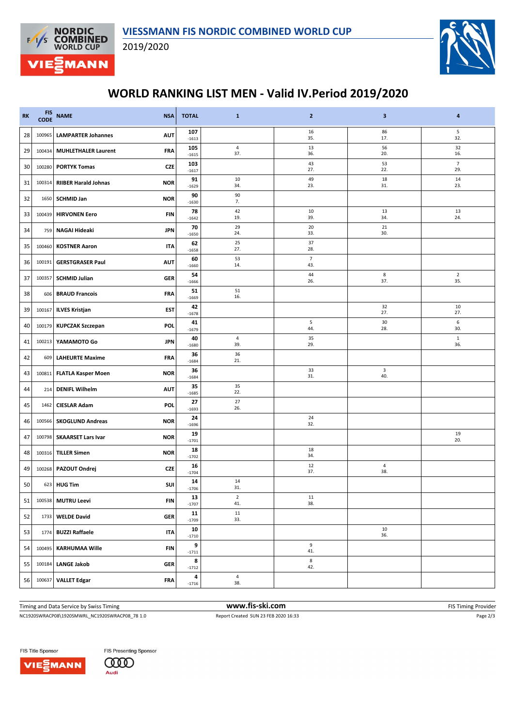# VIESSMANN FIS NORDIC COMBINED WORLD CUP

2019/2020

## WORLD RANKING LIST MEN - Valid IV.Period 2019/2020

| RK | FIS CODE | NAME | NSA | TOTAL | 1 | 2 | 3 | 4 |
|---|---|---|---|---|---|---|---|---|
| 28 | 100965 | LAMPARTER Johannes | AUT | 107<br>-1613 | | 16<br>35. | 86<br>17. | 5<br>32. |
| 29 | 100434 | MUHLETHALER Laurent | FRA | 105<br>-1615 | 4<br>37. | 13<br>36. | 56<br>20. | 32<br>16. |
| 30 | 100280 | PORTYK Tomas | CZE | 103<br>-1617 | | 43<br>27. | 53<br>22. | 7<br>29. |
| 31 | 100314 | RIIBER Harald Johnas | NOR | 91<br>-1629 | 10<br>34. | 49<br>23. | 18<br>31. | 14<br>23. |
| 32 | 1650 | SCHMID Jan | NOR | 90<br>-1630 | 90<br>7. | | | |
| 33 | 100439 | HIRVONEN Eero | FIN | 78<br>-1642 | 42<br>19. | 10<br>39. | 13<br>34. | 13<br>24. |
| 34 | 759 | NAGAI Hideaki | JPN | 70<br>-1650 | 29<br>24. | 20<br>33. | 21<br>30. | |
| 35 | 100460 | KOSTNER Aaron | ITA | 62<br>-1658 | 25<br>27. | 37<br>28. | | |
| 36 | 100191 | GERSTGRASER Paul | AUT | 60<br>-1660 | 53<br>14. | 7<br>43. | | |
| 37 | 100357 | SCHMID Julian | GER | 54<br>-1666 | | 44<br>26. | 8<br>37. | 2<br>35. |
| 38 | 606 | BRAUD Francois | FRA | 51<br>-1669 | 51<br>16. | | | |
| 39 | 100167 | ILVES Kristjan | EST | 42<br>-1678 | | | 32<br>27. | 10<br>27. |
| 40 | 100179 | KUPCZAK Szczepan | POL | 41<br>-1679 | | 5<br>44. | 30<br>28. | 6<br>30. |
| 41 | 100213 | YAMAMOTO Go | JPN | 40<br>-1680 | 4<br>39. | 35<br>29. | | 1<br>36. |
| 42 | 609 | LAHEURTE Maxime | FRA | 36<br>-1684 | 36<br>21. | | | |
| 43 | 100811 | FLATLA Kasper Moen | NOR | 36<br>-1684 | | 33<br>31. | 3<br>40. | |
| 44 | 214 | DENIFL Wilhelm | AUT | 35<br>-1685 | 35<br>22. | | | |
| 45 | 1462 | CIESLAR Adam | POL | 27<br>-1693 | 27<br>26. | | | |
| 46 | 100566 | SKOGLUND Andreas | NOR | 24<br>-1696 | | 24<br>32. | | |
| 47 | 100798 | SKAARSET Lars Ivar | NOR | 19<br>-1701 | | | | 19<br>20. |
| 48 | 100316 | TILLER Simen | NOR | 18<br>-1702 | | 18<br>34. | | |
| 49 | 100268 | PAZOUT Ondrej | CZE | 16<br>-1704 | | 12<br>37. | 4<br>38. | |
| 50 | 623 | HUG Tim | SUI | 14<br>-1706 | 14<br>31. | | | |
| 51 | 100538 | MUTRU Leevi | FIN | 13<br>-1707 | 2<br>41. | 11<br>38. | | |
| 52 | 1733 | WELDE David | GER | 11<br>-1709 | 11<br>33. | | | |
| 53 | 1774 | BUZZI Raffaele | ITA | 10<br>-1710 | | | 10<br>36. | |
| 54 | 100495 | KARHUMAA Wille | FIN | 9<br>-1711 | | 9<br>41. | | |
| 55 | 100184 | LANGE Jakob | GER | 8<br>-1712 | | 8<br>42. | | |
| 56 | 100637 | VALLET Edgar | FRA | 4<br>-1716 | 4<br>38. | | | |

Timing and Data Service by Swiss Timing | www.fis-ski.com | FIS Timing Provider

NC1920SWRACP08\1920SMWRL_NC1920SWRACP08_78 1.0 | Report Created SUN 23 FEB 2020 16:33

FIS Title Sponsor: VIESSMANN | FIS Presenting Sponsor: Audi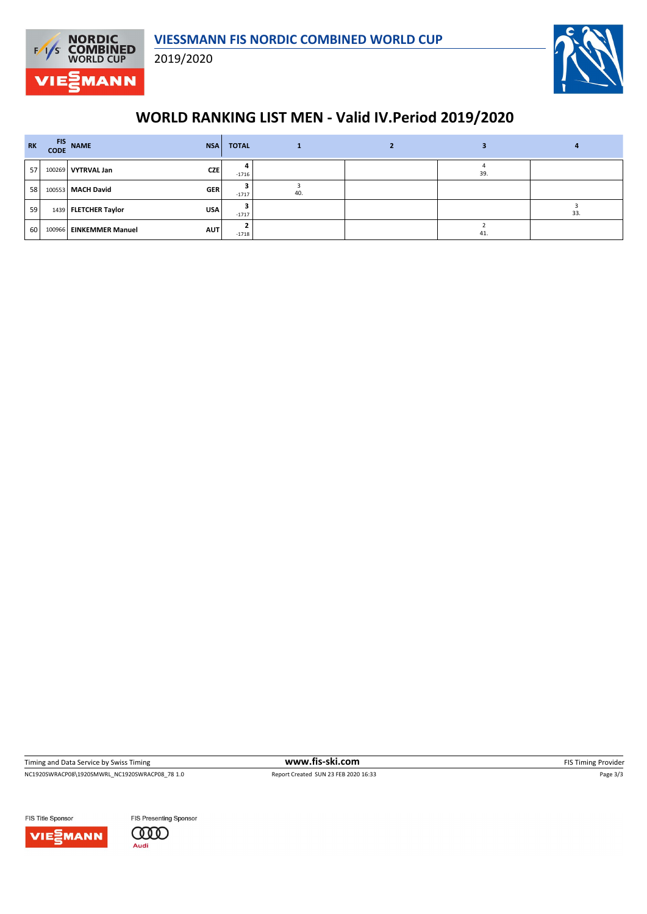# WORLD RANKING LIST MEN - Valid IV.Period 2019/2020

| RK | FIS CODE | NAME | NSA | TOTAL | 1 | 2 | 3 | 4 |
|---|---|---|---|---|---|---|---|---|
| 57 | 100269 | **VYTRVAL Jan** | **CZE** | **4** -1716 | | | 4 39. | |
| 58 | 100553 | **MACH David** | **GER** | **3** -1717 | 3 40. | | | |
| 59 | 1439 | **FLETCHER Taylor** | **USA** | **3** -1717 | | | | 3 33. |
| 60 | 100966 | **EINKEMMER Manuel** | **AUT** | **2** -1718 | | | 2 41. | |

Timing and Data Service by Swiss Timing

**www.fis-ski.com**

FIS Timing Provider

NC1920SWRACP08\1920SMWRL_NC1920SWRACP08_78 1.0

Report Created SUN 23 FEB 2020 16:33

FIS Title Sponsor

FIS Presenting Sponsor